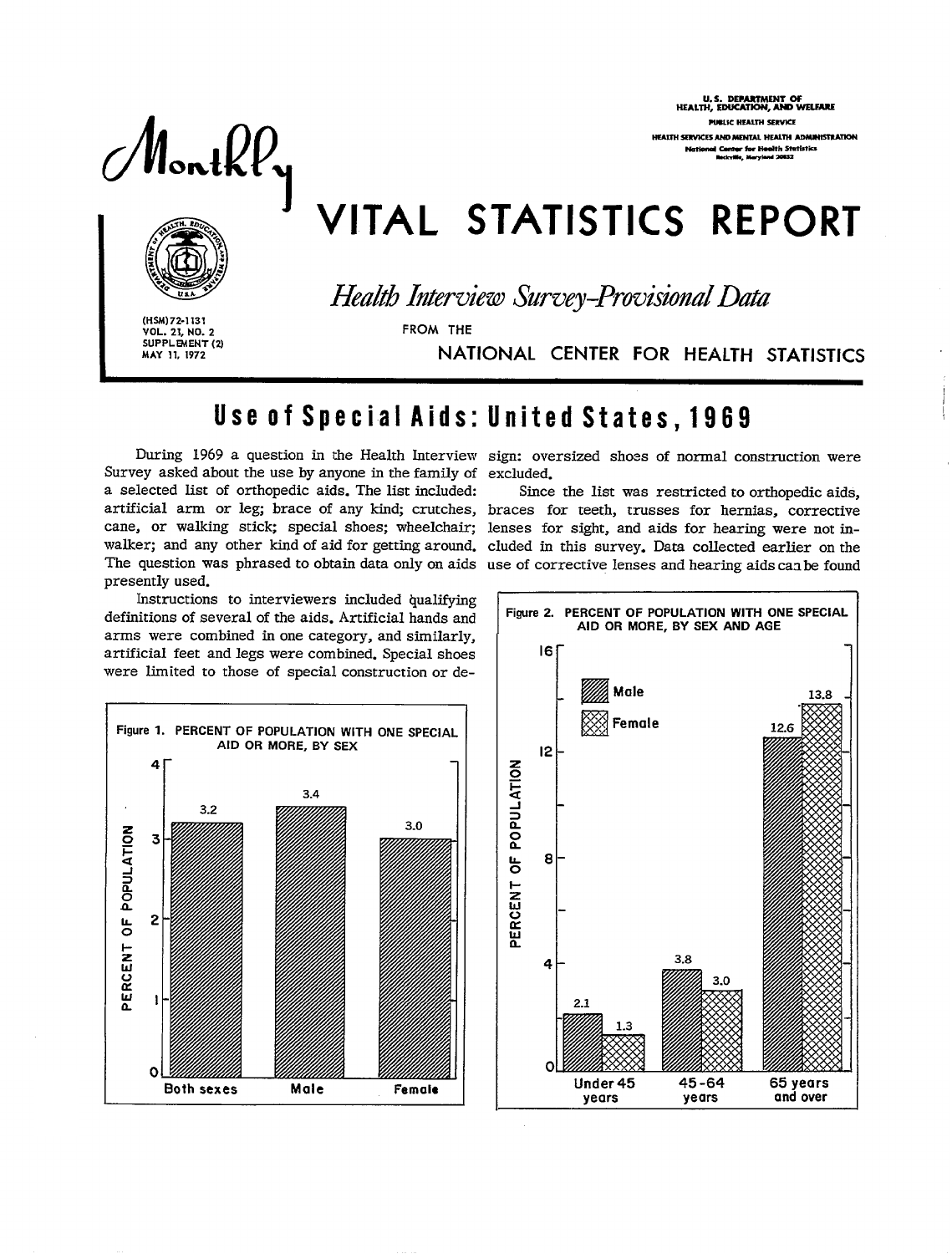U.S. DEPARTMENT OF HEALTH, EDUCATION, AND WELFARE
PUBLIC HEALTH SERVICE
HEALTH SERVICES AND MENTAL HEALTH ADMINISTRATION
National Center for Health Statistics
Rockville, Maryland 20852

# Monthly VITAL STATISTICS REPORT

*Health Interview Survey-Provisional Data*

FROM THE NATIONAL CENTER FOR HEALTH STATISTICS

(HSM)72-1131
VOL. 21, NO. 2
SUPPLEMENT (2)
MAY 11, 1972

## Use of Special Aids: United States, 1969

During 1969 a question in the Health Interview Survey asked about the use by anyone in the family of a selected list of orthopedic aids. The list included: artificial arm or leg; brace of any kind; crutches, cane, or walking stick; special shoes; wheelchair; walker; and any other kind of aid for getting around. The question was phrased to obtain data only on aids presently used.

Instructions to interviewers included qualifying definitions of several of the aids. Artificial hands and arms were combined in one category, and similarly, artificial feet and legs were combined. Special shoes were limited to those of special construction or design: oversized shoes of normal construction were excluded.

Since the list was restricted to orthopedic aids, braces for teeth, trusses for hernias, corrective lenses for sight, and aids for hearing were not included in this survey. Data collected earlier on the use of corrective lenses and hearing aids can be found

Figure 1. PERCENT OF POPULATION WITH ONE SPECIAL AID OR MORE, BY SEX

| | Percent of population |
|---|---|
| Both sexes | 3.2 |
| Male | 3.4 |
| Female | 3.0 |

Figure 2. PERCENT OF POPULATION WITH ONE SPECIAL AID OR MORE, BY SEX AND AGE

| Age | Male | Female |
|---|---|---|
| Under 45 years | 2.1 | 1.3 |
| 45-64 years | 3.8 | 3.0 |
| 65 years and over | 12.6 | 13.8 |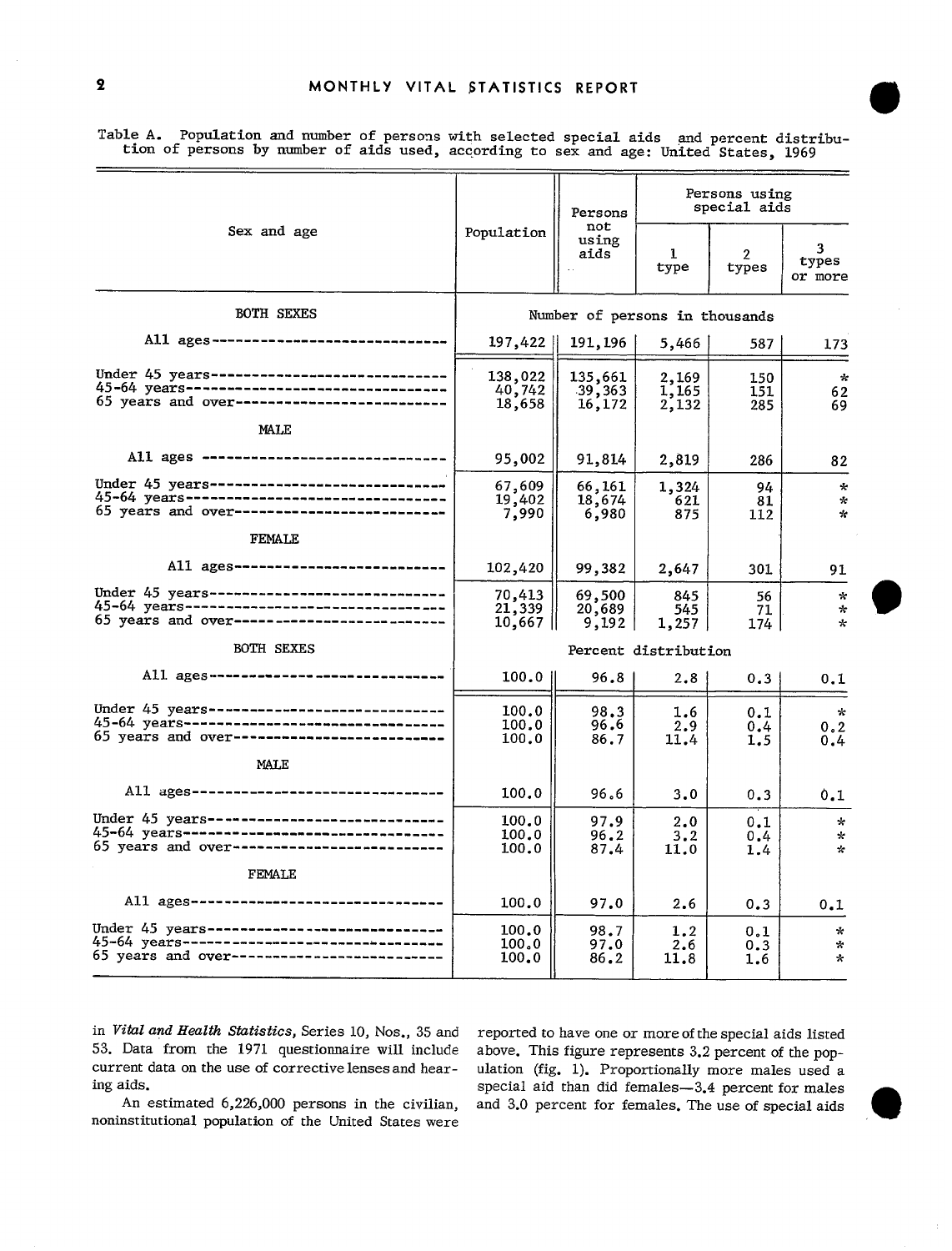Table A. Population and number of persons with selected special aids and percent distribution of persons by number of aids used, according to sex and age: United States, 1969

| Sex and age | Population | Persons not using aids | Persons using special aids | | |
|---|---|---|---|---|---|
| | | | 1 type | 2 types | 3 types or more |
| BOTH SEXES | Number of persons in thousands | | | | |
| All ages | 197,422 | 191,196 | 5,466 | 587 | 173 |
| Under 45 years | 138,022 | 135,661 | 2,169 | 150 | * |
| 45-64 years | 40,742 | 39,363 | 1,165 | 151 | 62 |
| 65 years and over | 18,658 | 16,172 | 2,132 | 285 | 69 |
| MALE | | | | | |
| All ages | 95,002 | 91,814 | 2,819 | 286 | 82 |
| Under 45 years | 67,609 | 66,161 | 1,324 | 94 | * |
| 45-64 years | 19,402 | 18,674 | 621 | 81 | * |
| 65 years and over | 7,990 | 6,980 | 875 | 112 | * |
| FEMALE | | | | | |
| All ages | 102,420 | 99,382 | 2,647 | 301 | 91 |
| Under 45 years | 70,413 | 69,500 | 845 | 56 | * |
| 45-64 years | 21,339 | 20,689 | 545 | 71 | * |
| 65 years and over | 10,667 | 9,192 | 1,257 | 174 | * |
| BOTH SEXES | Percent distribution | | | | |
| All ages | 100.0 | 96.8 | 2.8 | 0.3 | 0.1 |
| Under 45 years | 100.0 | 98.3 | 1.6 | 0.1 | * |
| 45-64 years | 100.0 | 96.6 | 2.9 | 0.4 | 0.2 |
| 65 years and over | 100.0 | 86.7 | 11.4 | 1.5 | 0.4 |
| MALE | | | | | |
| All ages | 100.0 | 96.6 | 3.0 | 0.3 | 0.1 |
| Under 45 years | 100.0 | 97.9 | 2.0 | 0.1 | * |
| 45-64 years | 100.0 | 96.2 | 3.2 | 0.4 | * |
| 65 years and over | 100.0 | 87.4 | 11.0 | 1.4 | * |
| FEMALE | | | | | |
| All ages | 100.0 | 97.0 | 2.6 | 0.3 | 0.1 |
| Under 45 years | 100.0 | 98.7 | 1.2 | 0.1 | * |
| 45-64 years | 100.0 | 97.0 | 2.6 | 0.3 | * |
| 65 years and over | 100.0 | 86.2 | 11.8 | 1.6 | * |

in *Vital and Health Statistics*, Series 10, Nos., 35 and 53. Data from the 1971 questionnaire will include current data on the use of corrective lenses and hearing aids.

An estimated 6,226,000 persons in the civilian, noninstitutional population of the United States were reported to have one or more of the special aids listed above. This figure represents 3.2 percent of the population (fig. 1). Proportionally more males used a special aid than did females—3.4 percent for males and 3.0 percent for females. The use of special aids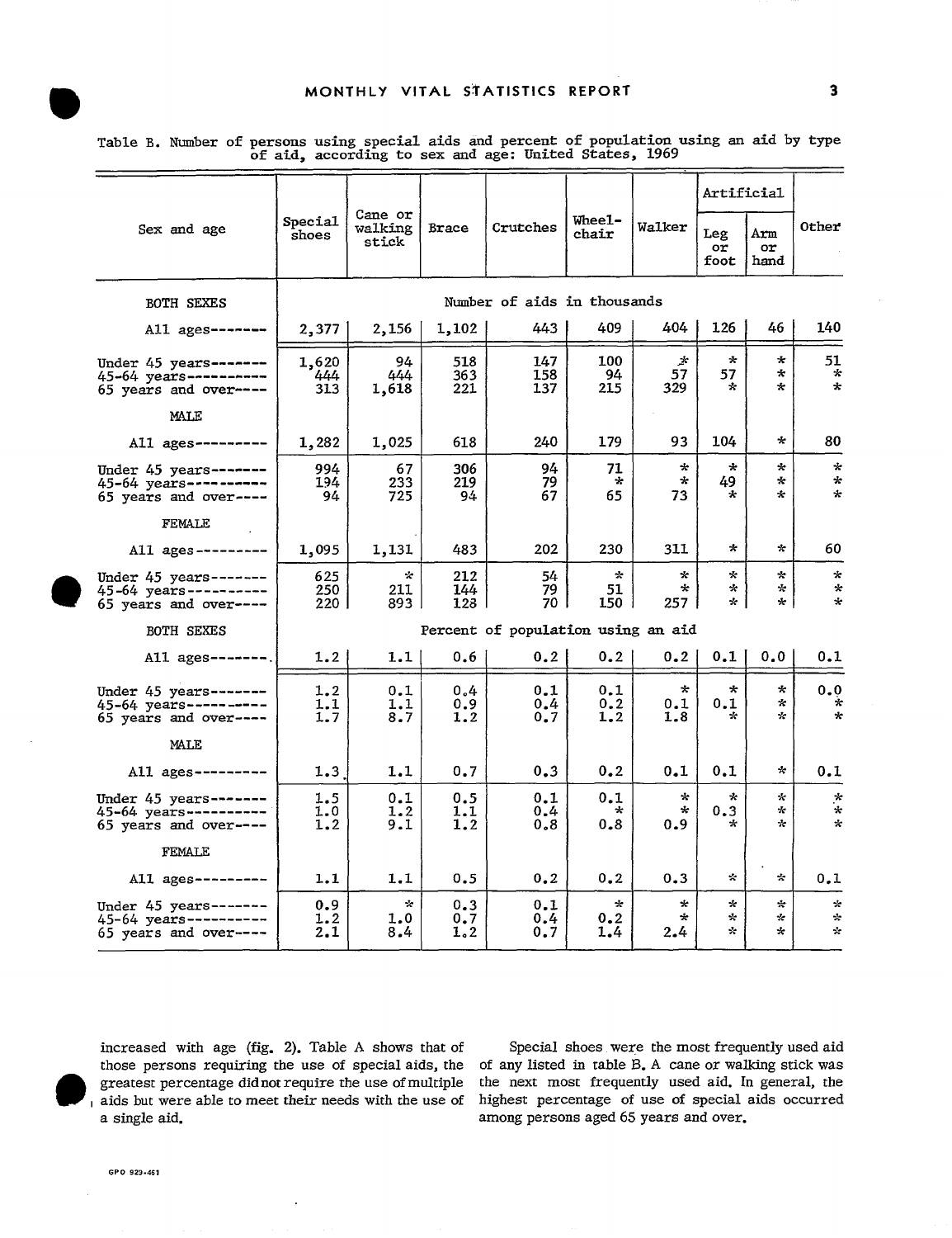Table B. Number of persons using special aids and percent of population using an aid by type of aid, according to sex and age: United States, 1969

| Sex and age | Special shoes | Cane or walking stick | Brace | Crutches | Wheel-chair | Walker | Artificial | | Other |
|---|---|---|---|---|---|---|---|---|---|
| | | | | | | | Leg or foot | Arm or hand | |
| **BOTH SEXES** | Number of aids in thousands | | | | | | | | |
| All ages | 2,377 | 2,156 | 1,102 | 443 | 409 | 404 | 126 | 46 | 140 |
| Under 45 years | 1,620 | 94 | 518 | 147 | 100 | * | * | * | 51 |
| 45-64 years | 444 | 444 | 363 | 158 | 94 | 57 | 57 | * | * |
| 65 years and over | 313 | 1,618 | 221 | 137 | 215 | 329 | * | * | * |
| **MALE** | | | | | | | | | |
| All ages | 1,282 | 1,025 | 618 | 240 | 179 | 93 | 104 | * | 80 |
| Under 45 years | 994 | 67 | 306 | 94 | 71 | * | * | * | * |
| 45-64 years | 194 | 233 | 219 | 79 | * | * | 49 | * | * |
| 65 years and over | 94 | 725 | 94 | 67 | 65 | 73 | * | * | * |
| **FEMALE** | | | | | | | | | |
| All ages | 1,095 | 1,131 | 483 | 202 | 230 | 311 | * | * | 60 |
| Under 45 years | 625 | * | 212 | 54 | * | * | * | * | * |
| 45-64 years | 250 | 211 | 144 | 79 | 51 | * | * | * | * |
| 65 years and over | 220 | 893 | 128 | 70 | 150 | 257 | * | * | * |
| **BOTH SEXES** | Percent of population using an aid | | | | | | | | |
| All ages | 1.2 | 1.1 | 0.6 | 0.2 | 0.2 | 0.2 | 0.1 | 0.0 | 0.1 |
| Under 45 years | 1.2 | 0.1 | 0.4 | 0.1 | 0.1 | * | * | * | 0.0 |
| 45-64 years | 1.1 | 1.1 | 0.9 | 0.4 | 0.2 | 0.1 | 0.1 | * | * |
| 65 years and over | 1.7 | 8.7 | 1.2 | 0.7 | 1.2 | 1.8 | * | * | * |
| **MALE** | | | | | | | | | |
| All ages | 1.3 | 1.1 | 0.7 | 0.3 | 0.2 | 0.1 | 0.1 | * | 0.1 |
| Under 45 years | 1.5 | 0.1 | 0.5 | 0.1 | 0.1 | * | * | * | * |
| 45-64 years | 1.0 | 1.2 | 1.1 | 0.4 | * | * | 0.3 | * | * |
| 65 years and over | 1.2 | 9.1 | 1.2 | 0.8 | 0.8 | 0.9 | * | * | * |
| **FEMALE** | | | | | | | | | |
| All ages | 1.1 | 1.1 | 0.5 | 0.2 | 0.2 | 0.3 | * | * | 0.1 |
| Under 45 years | 0.9 | * | 0.3 | 0.1 | * | * | * | * | * |
| 45-64 years | 1.2 | 1.0 | 0.7 | 0.4 | 0.2 | * | * | * | * |
| 65 years and over | 2.1 | 8.4 | 1.2 | 0.7 | 1.4 | 2.4 | * | * | * |

increased with age (fig. 2). Table A shows that of those persons requiring the use of special aids, the greatest percentage did not require the use of multiple aids but were able to meet their needs with the use of a single aid.

Special shoes were the most frequently used aid of any listed in table B. A cane or walking stick was the next most frequently used aid. In general, the highest percentage of use of special aids occurred among persons aged 65 years and over.

GPO 929-461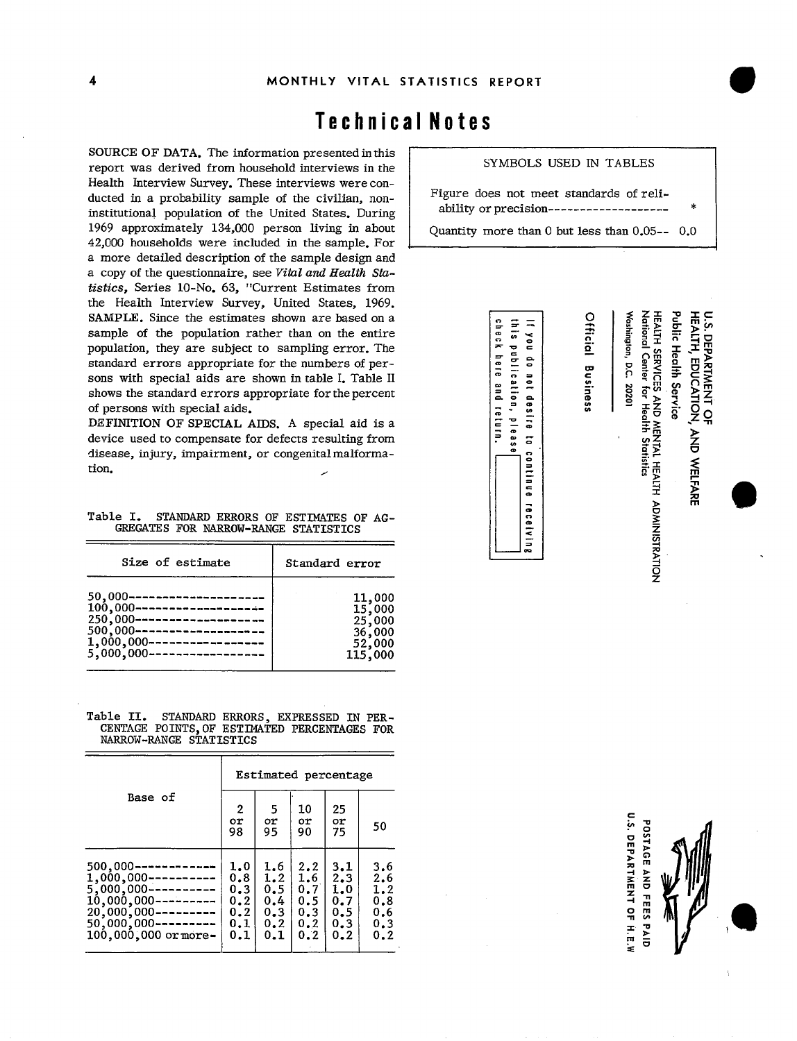# Technical Notes

SOURCE OF DATA. The information presented in this report was derived from household interviews in the Health Interview Survey. These interviews were conducted in a probability sample of the civilian, noninstitutional population of the United States. During 1969 approximately 134,000 person living in about 42,000 households were included in the sample. For a more detailed description of the sample design and a copy of the questionnaire, see *Vital and Health Statistics*, Series 10-No. 63, "Current Estimates from the Health Interview Survey, United States, 1969.

SAMPLE. Since the estimates shown are based on a sample of the population rather than on the entire population, they are subject to sampling error. The standard errors appropriate for the numbers of persons with special aids are shown in table I. Table II shows the standard errors appropriate for the percent of persons with special aids.

DEFINITION OF SPECIAL AIDS. A special aid is a device used to compensate for defects resulting from disease, injury, impairment, or congenital malformation.

Table I. STANDARD ERRORS OF ESTIMATES OF AGGREGATES FOR NARROW-RANGE STATISTICS

| Size of estimate | Standard error |
|---|---|
| 50,000 | 11,000 |
| 100,000 | 15,000 |
| 250,000 | 25,000 |
| 500,000 | 36,000 |
| 1,000,000 | 52,000 |
| 5,000,000 | 115,000 |

Table II. STANDARD ERRORS, EXPRESSED IN PERCENTAGE POINTS, OF ESTIMATED PERCENTAGES FOR NARROW-RANGE STATISTICS

| Base of | Estimated percentage | | | | |
|---|---|---|---|---|---|
| | 2 or 98 | 5 or 95 | 10 or 90 | 25 or 75 | 50 |
| 500,000 | 1.0 | 1.6 | 2.2 | 3.1 | 3.6 |
| 1,000,000 | 0.8 | 1.2 | 1.6 | 2.3 | 2.6 |
| 5,000,000 | 0.3 | 0.5 | 0.7 | 1.0 | 1.2 |
| 10,000,000 | 0.2 | 0.4 | 0.5 | 0.7 | 0.8 |
| 20,000,000 | 0.2 | 0.3 | 0.3 | 0.5 | 0.6 |
| 50,000,000 | 0.1 | 0.2 | 0.2 | 0.3 | 0.3 |
| 100,000,000 or more | 0.1 | 0.1 | 0.2 | 0.2 | 0.2 |

| SYMBOLS USED IN TABLES | |
|---|---|
| Figure does not meet standards of reliability or precision | * |
| Quantity more than 0 but less than 0.05 | 0.0 |

U.S. DEPARTMENT OF HEALTH, EDUCATION, AND WELFARE
Public Health Service
HEALTH SERVICES AND MENTAL HEALTH ADMINISTRATION
National Center for Health Statistics
Washington, D.C. 20201

Official Business

If you do not desire to continue receiving this publication, please check here and return.

POSTAGE AND FEES PAID
U.S. DEPARTMENT OF H.E.W